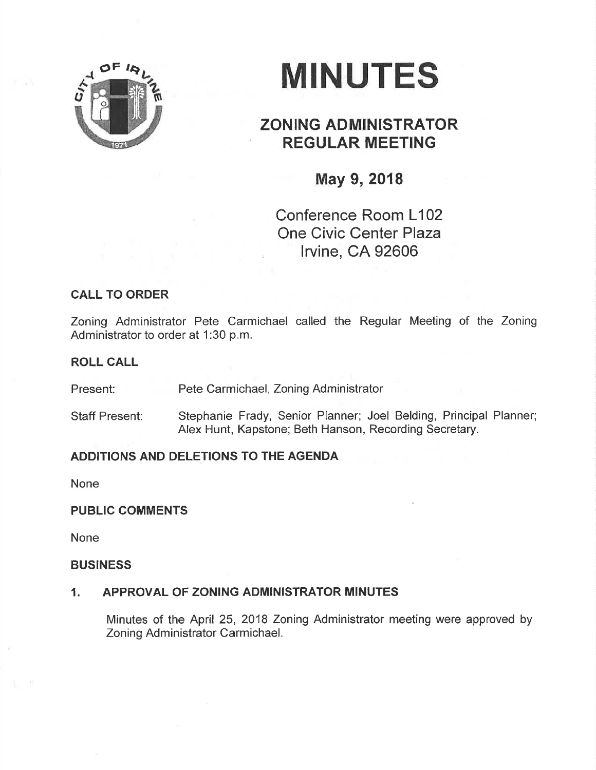# MINUTES

## ZONING ADMINISTRATOR REGULAR MEETING

### May 9, 2018

Conference Room L102
One Civic Center Plaza
Irvine, CA 92606

**CALL TO ORDER**

Zoning Administrator Pete Carmichael called the Regular Meeting of the Zoning Administrator to order at 1:30 p.m.

**ROLL CALL**

Present: Pete Carmichael, Zoning Administrator

Staff Present: Stephanie Frady, Senior Planner; Joel Belding, Principal Planner; Alex Hunt, Kapstone; Beth Hanson, Recording Secretary.

**ADDITIONS AND DELETIONS TO THE AGENDA**

None

**PUBLIC COMMENTS**

None

**BUSINESS**

1. **APPROVAL OF ZONING ADMINISTRATOR MINUTES**

   Minutes of the April 25, 2018 Zoning Administrator meeting were approved by Zoning Administrator Carmichael.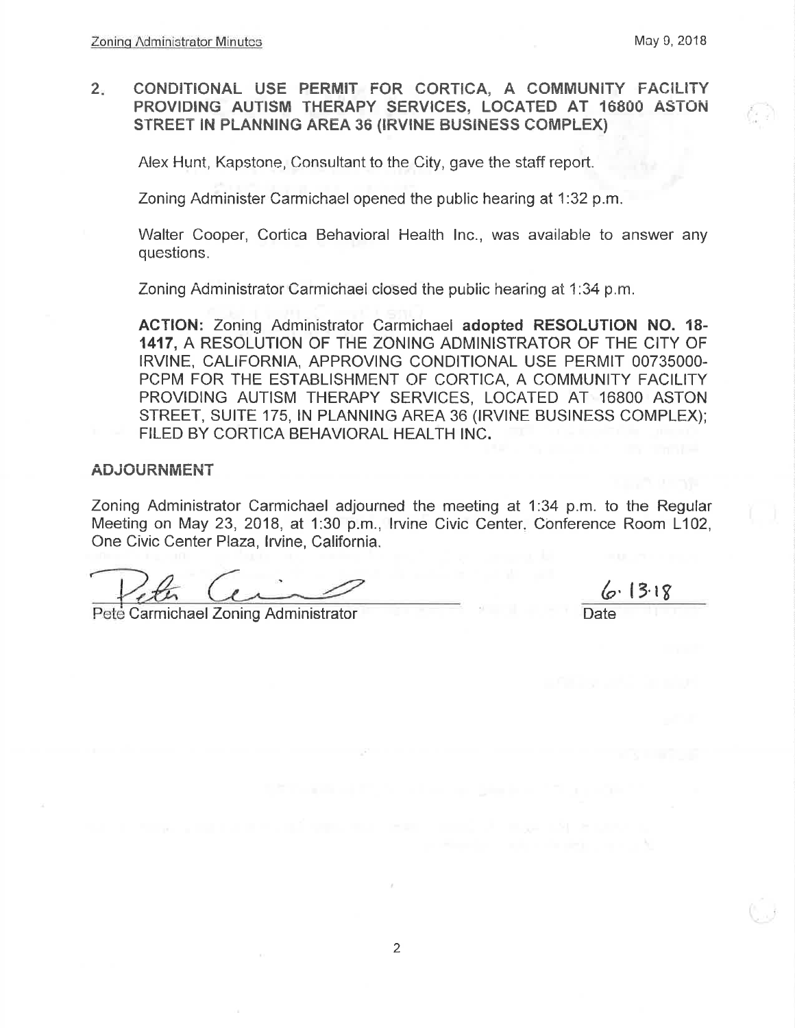2. **CONDITIONAL USE PERMIT FOR CORTICA, A COMMUNITY FACILITY PROVIDING AUTISM THERAPY SERVICES, LOCATED AT 16800 ASTON STREET IN PLANNING AREA 36 (IRVINE BUSINESS COMPLEX)**

Alex Hunt, Kapstone, Consultant to the City, gave the staff report.

Zoning Administer Carmichael opened the public hearing at 1:32 p.m.

Walter Cooper, Cortica Behavioral Health Inc., was available to answer any questions.

Zoning Administrator Carmichael closed the public hearing at 1:34 p.m.

**ACTION:** Zoning Administrator Carmichael **adopted RESOLUTION NO. 18-1417,** A RESOLUTION OF THE ZONING ADMINISTRATOR OF THE CITY OF IRVINE, CALIFORNIA, APPROVING CONDITIONAL USE PERMIT 00735000-PCPM FOR THE ESTABLISHMENT OF CORTICA, A COMMUNITY FACILITY PROVIDING AUTISM THERAPY SERVICES, LOCATED AT 16800 ASTON STREET, SUITE 175, IN PLANNING AREA 36 (IRVINE BUSINESS COMPLEX); FILED BY CORTICA BEHAVIORAL HEALTH INC.

## ADJOURNMENT

Zoning Administrator Carmichael adjourned the meeting at 1:34 p.m. to the Regular Meeting on May 23, 2018, at 1:30 p.m., Irvine Civic Center, Conference Room L102, One Civic Center Plaza, Irvine, California.

Pete Carmichael Zoning Administrator

6.13.18
Date